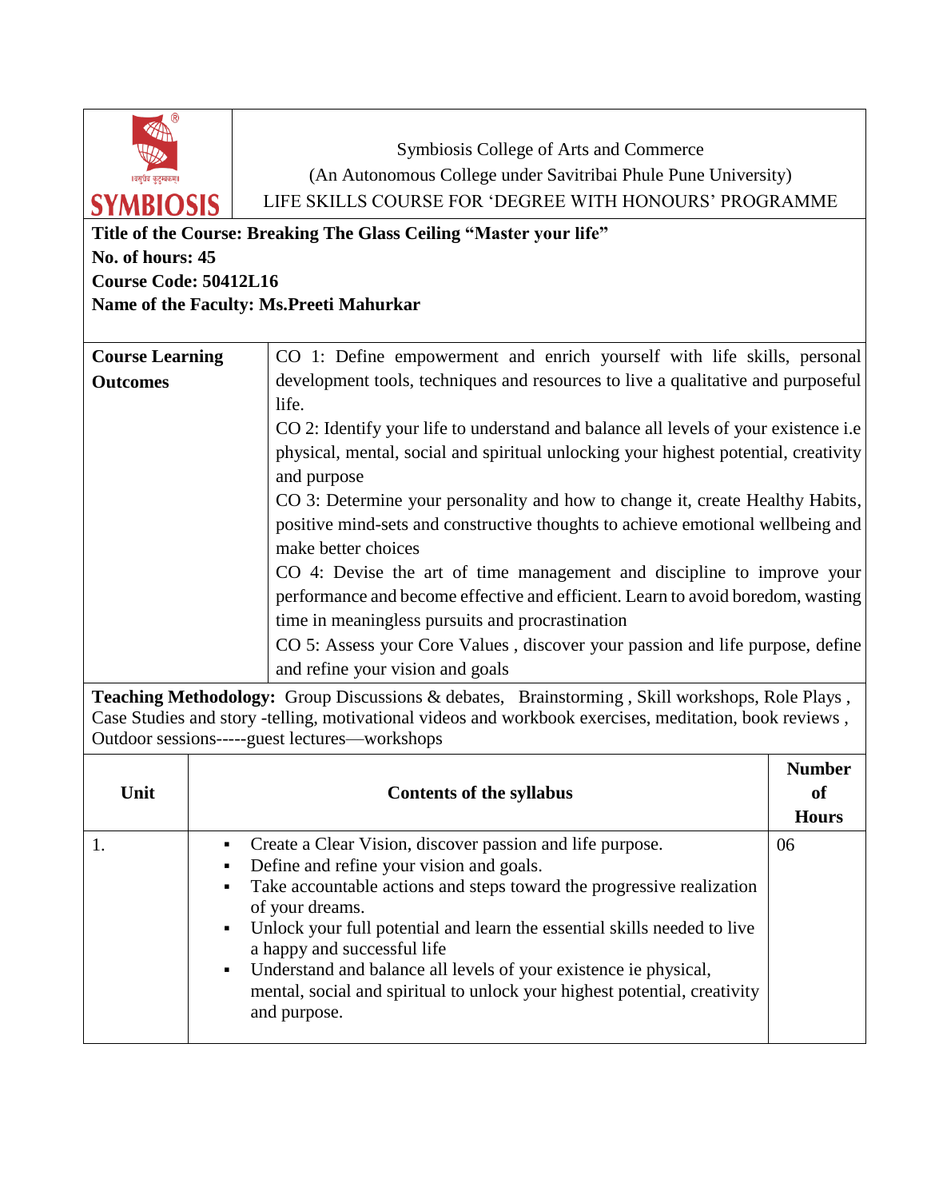Symbiosis College of Arts and Commerce
(An Autonomous College under Savitribai Phule Pune University)
LIFE SKILLS COURSE FOR 'DEGREE WITH HONOURS' PROGRAMME

**Title of the Course: Breaking The Glass Ceiling "Master your life"**
**No. of hours: 45**
**Course Code: 50412L16**
**Name of the Faculty: Ms.Preeti Mahurkar**

| **Course Learning Outcomes** | CO 1: Define empowerment and enrich yourself with life skills, personal development tools, techniques and resources to live a qualitative and purposeful life.<br>CO 2: Identify your life to understand and balance all levels of your existence i.e physical, mental, social and spiritual unlocking your highest potential, creativity and purpose<br>CO 3: Determine your personality and how to change it, create Healthy Habits, positive mind-sets and constructive thoughts to achieve emotional wellbeing and make better choices<br>CO 4: Devise the art of time management and discipline to improve your performance and become effective and efficient. Learn to avoid boredom, wasting time in meaningless pursuits and procrastination<br>CO 5: Assess your Core Values , discover your passion and life purpose, define and refine your vision and goals |
|---|---|

**Teaching Methodology:** Group Discussions & debates, Brainstorming , Skill workshops, Role Plays , Case Studies and story -telling, motivational videos and workbook exercises, meditation, book reviews , Outdoor sessions-----guest lectures—workshops

| Unit | Contents of the syllabus | Number of Hours |
|---|---|---|
| 1. | ▪ Create a Clear Vision, discover passion and life purpose.<br>▪ Define and refine your vision and goals.<br>▪ Take accountable actions and steps toward the progressive realization of your dreams.<br>▪ Unlock your full potential and learn the essential skills needed to live a happy and successful life<br>▪ Understand and balance all levels of your existence ie physical, mental, social and spiritual to unlock your highest potential, creativity and purpose. | 06 |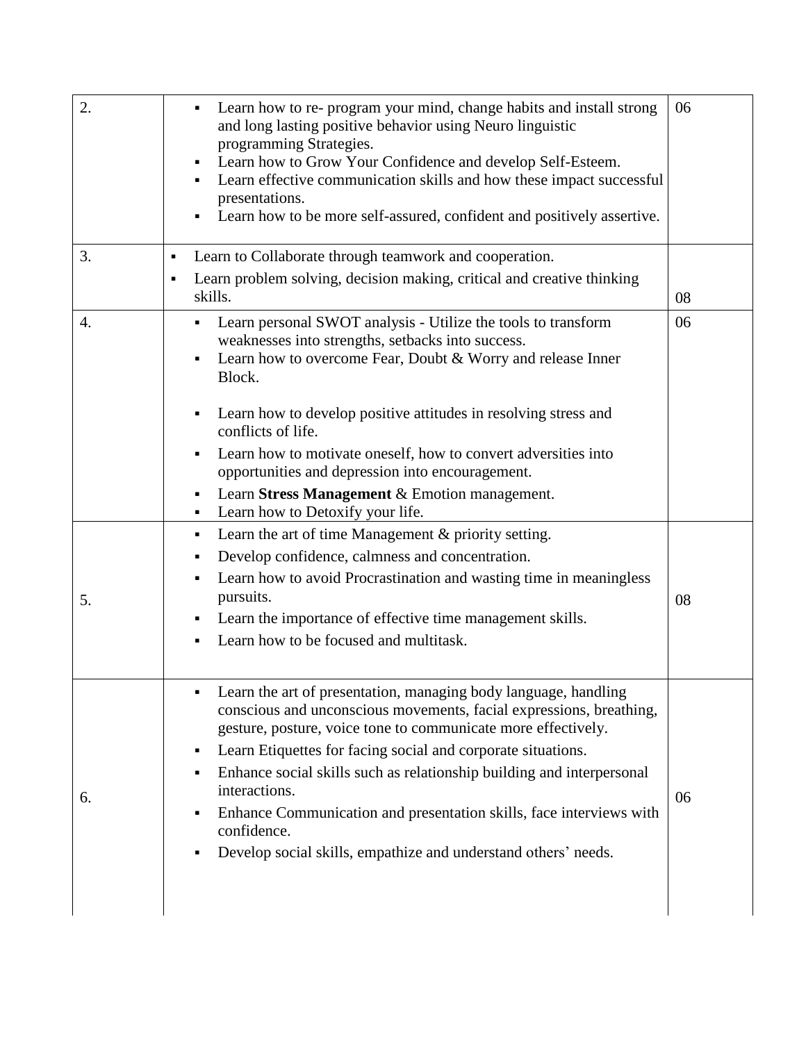| | | |
|---|---|---|
| 2. | ▪ Learn how to re- program your mind, change habits and install strong and long lasting positive behavior using Neuro linguistic programming Strategies.<br>▪ Learn how to Grow Your Confidence and develop Self-Esteem.<br>▪ Learn effective communication skills and how these impact successful presentations.<br>▪ Learn how to be more self-assured, confident and positively assertive. | 06 |
| 3. | ▪ Learn to Collaborate through teamwork and cooperation.<br>▪ Learn problem solving, decision making, critical and creative thinking skills. | 08 |
| 4. | ▪ Learn personal SWOT analysis - Utilize the tools to transform weaknesses into strengths, setbacks into success.<br>▪ Learn how to overcome Fear, Doubt & Worry and release Inner Block.<br>▪ Learn how to develop positive attitudes in resolving stress and conflicts of life.<br>▪ Learn how to motivate oneself, how to convert adversities into opportunities and depression into encouragement.<br>▪ Learn **Stress Management** & Emotion management.<br>▪ Learn how to Detoxify your life. | 06 |
| 5. | ▪ Learn the art of time Management & priority setting.<br>▪ Develop confidence, calmness and concentration.<br>▪ Learn how to avoid Procrastination and wasting time in meaningless pursuits.<br>▪ Learn the importance of effective time management skills.<br>▪ Learn how to be focused and multitask. | 08 |
| 6. | ▪ Learn the art of presentation, managing body language, handling conscious and unconscious movements, facial expressions, breathing, gesture, posture, voice tone to communicate more effectively.<br>▪ Learn Etiquettes for facing social and corporate situations.<br>▪ Enhance social skills such as relationship building and interpersonal interactions.<br>▪ Enhance Communication and presentation skills, face interviews with confidence.<br>▪ Develop social skills, empathize and understand others' needs. | 06 |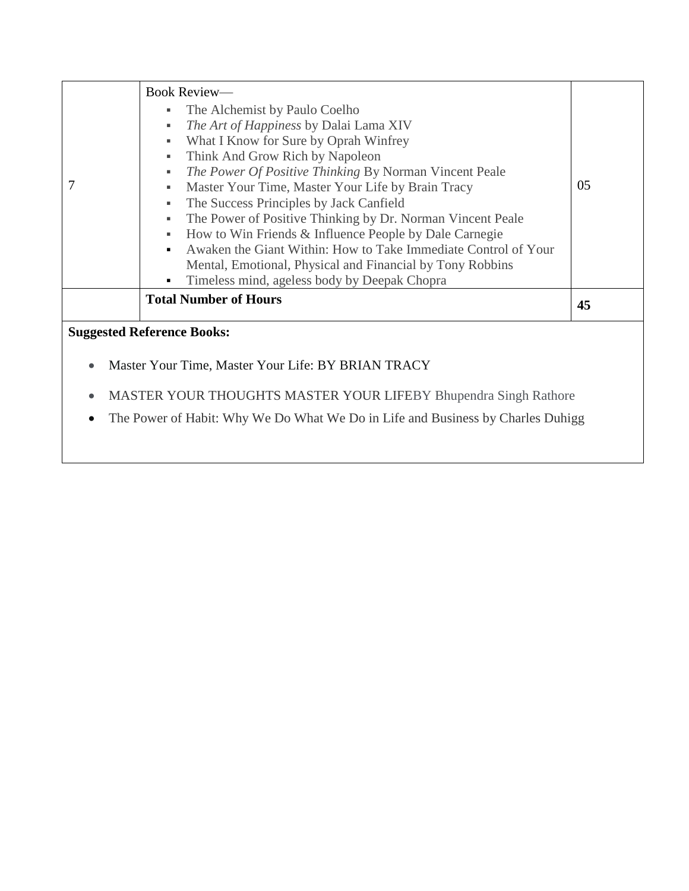| | | |
|---|---|---|
| 7 | Book Review— <br>▪ The Alchemist by Paulo Coelho <br>▪ *The Art of Happiness* by Dalai Lama XIV <br>▪ What I Know for Sure by Oprah Winfrey <br>▪ Think And Grow Rich by Napoleon <br>▪ *The Power Of Positive Thinking* By Norman Vincent Peale <br>▪ Master Your Time, Master Your Life by Brain Tracy <br>▪ The Success Principles by Jack Canfield <br>▪ The Power of Positive Thinking by Dr. Norman Vincent Peale <br>▪ How to Win Friends & Influence People by Dale Carnegie <br>▪ Awaken the Giant Within: How to Take Immediate Control of Your Mental, Emotional, Physical and Financial by Tony Robbins <br>▪ Timeless mind, ageless body by Deepak Chopra | 05 |
| | **Total Number of Hours** | **45** |

**Suggested Reference Books:**

- Master Your Time, Master Your Life: BY BRIAN TRACY
- MASTER YOUR THOUGHTS MASTER YOUR LIFEBY Bhupendra Singh Rathore
- The Power of Habit: Why We Do What We Do in Life and Business by Charles Duhigg